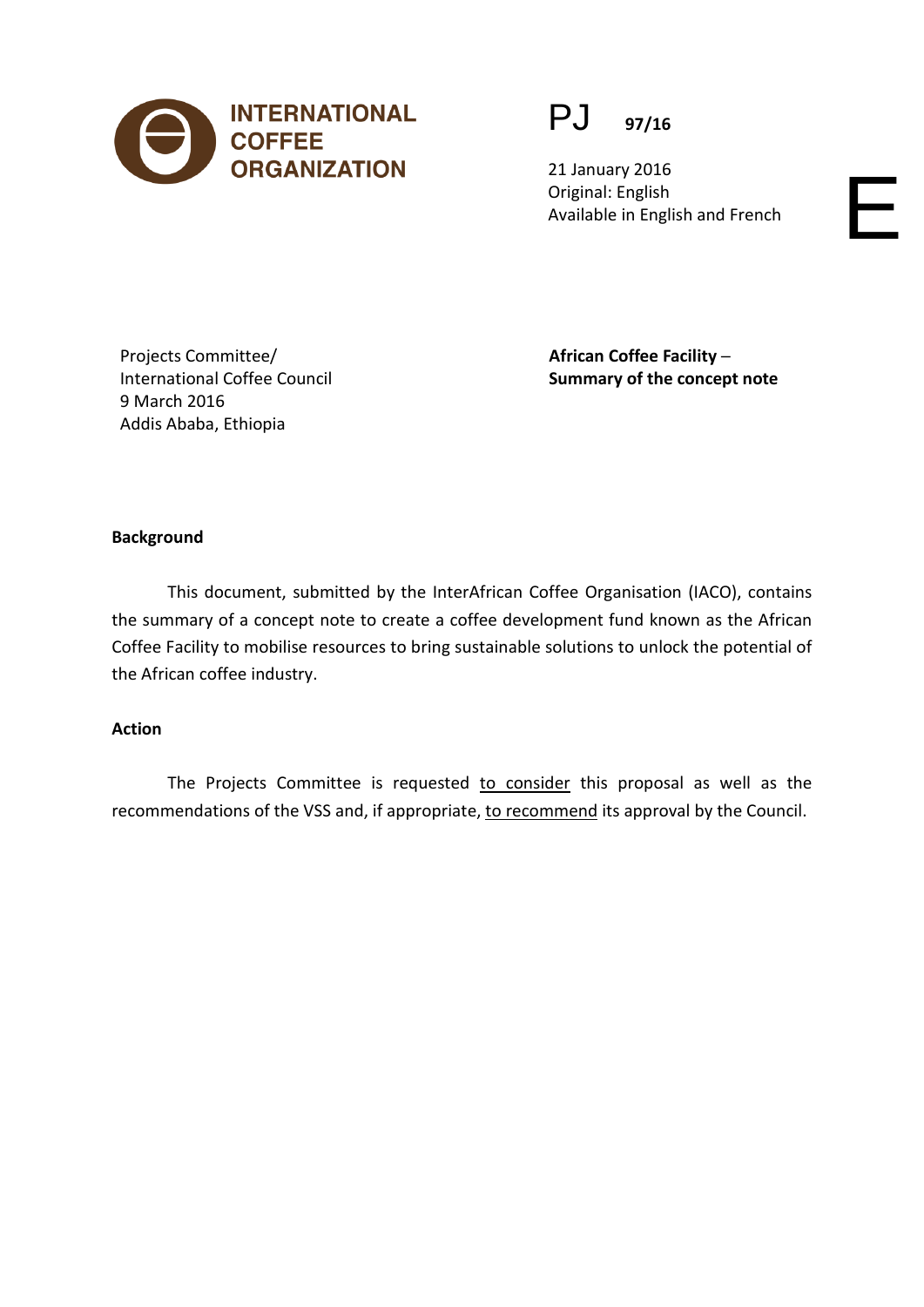INTERNATIONAL COFFEE ORGANIZATION

PJ 97/16

21 January 2016
Original: English
Available in English and French

E

Projects Committee/
International Coffee Council
9 March 2016
Addis Ababa, Ethiopia

**African Coffee Facility** –
**Summary of the concept note**

**Background**

This document, submitted by the InterAfrican Coffee Organisation (IACO), contains the summary of a concept note to create a coffee development fund known as the African Coffee Facility to mobilise resources to bring sustainable solutions to unlock the potential of the African coffee industry.

**Action**

The Projects Committee is requested to consider this proposal as well as the recommendations of the VSS and, if appropriate, to recommend its approval by the Council.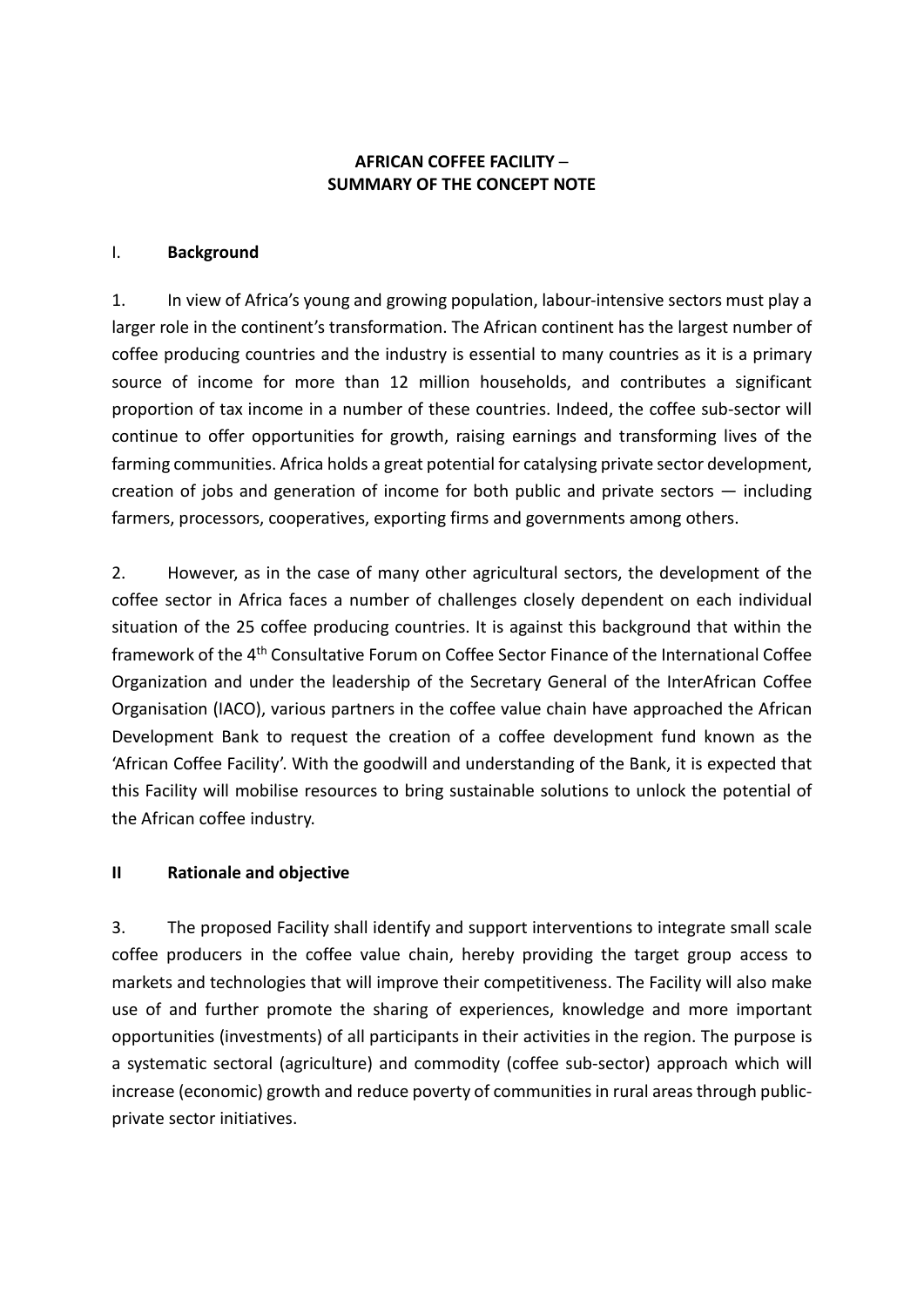**AFRICAN COFFEE FACILITY – SUMMARY OF THE CONCEPT NOTE**

## I. Background

1. In view of Africa's young and growing population, labour-intensive sectors must play a larger role in the continent's transformation. The African continent has the largest number of coffee producing countries and the industry is essential to many countries as it is a primary source of income for more than 12 million households, and contributes a significant proportion of tax income in a number of these countries. Indeed, the coffee sub-sector will continue to offer opportunities for growth, raising earnings and transforming lives of the farming communities. Africa holds a great potential for catalysing private sector development, creation of jobs and generation of income for both public and private sectors — including farmers, processors, cooperatives, exporting firms and governments among others.

2. However, as in the case of many other agricultural sectors, the development of the coffee sector in Africa faces a number of challenges closely dependent on each individual situation of the 25 coffee producing countries. It is against this background that within the framework of the 4th Consultative Forum on Coffee Sector Finance of the International Coffee Organization and under the leadership of the Secretary General of the InterAfrican Coffee Organisation (IACO), various partners in the coffee value chain have approached the African Development Bank to request the creation of a coffee development fund known as the 'African Coffee Facility'. With the goodwill and understanding of the Bank, it is expected that this Facility will mobilise resources to bring sustainable solutions to unlock the potential of the African coffee industry.

## II Rationale and objective

3. The proposed Facility shall identify and support interventions to integrate small scale coffee producers in the coffee value chain, hereby providing the target group access to markets and technologies that will improve their competitiveness. The Facility will also make use of and further promote the sharing of experiences, knowledge and more important opportunities (investments) of all participants in their activities in the region. The purpose is a systematic sectoral (agriculture) and commodity (coffee sub-sector) approach which will increase (economic) growth and reduce poverty of communities in rural areas through public-private sector initiatives.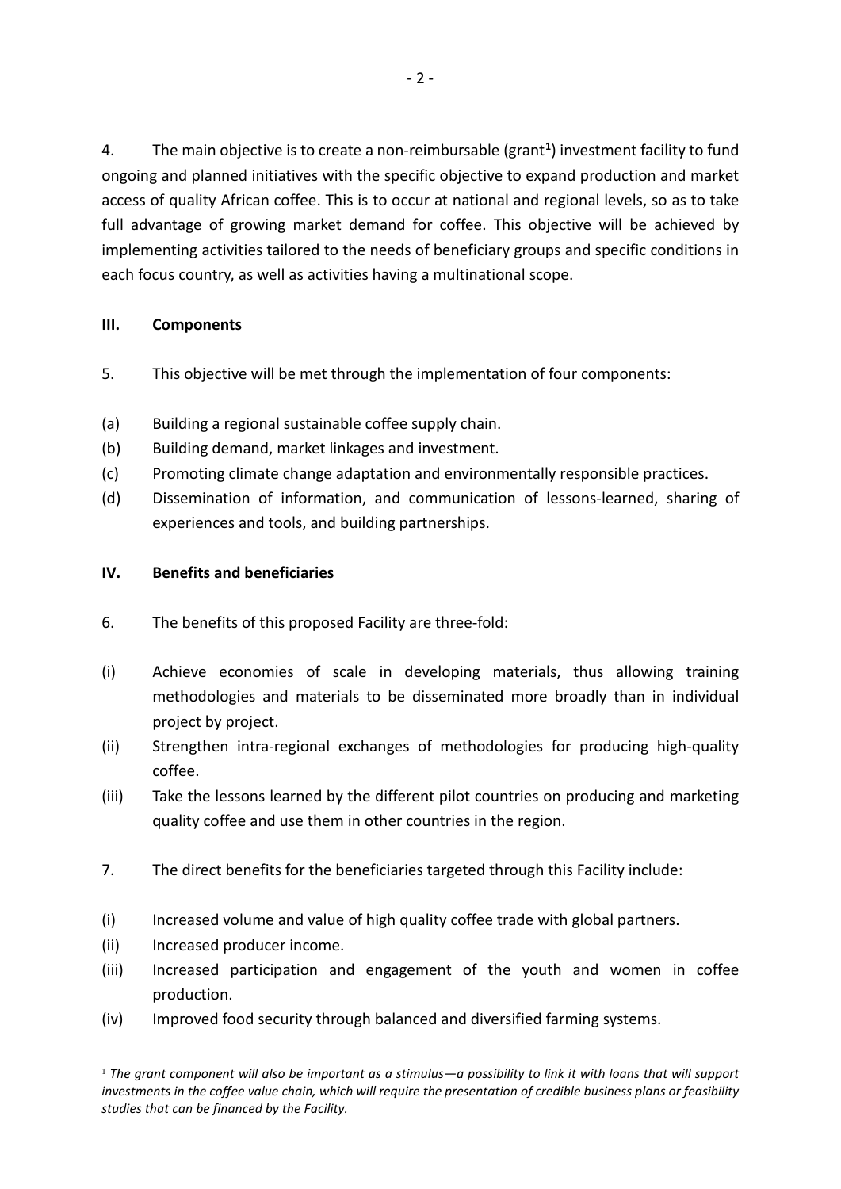4. The main objective is to create a non-reimbursable (grant[1]) investment facility to fund ongoing and planned initiatives with the specific objective to expand production and market access of quality African coffee. This is to occur at national and regional levels, so as to take full advantage of growing market demand for coffee. This objective will be achieved by implementing activities tailored to the needs of beneficiary groups and specific conditions in each focus country, as well as activities having a multinational scope.

## III. Components

5. This objective will be met through the implementation of four components:

(a) Building a regional sustainable coffee supply chain.

(b) Building demand, market linkages and investment.

(c) Promoting climate change adaptation and environmentally responsible practices.

(d) Dissemination of information, and communication of lessons-learned, sharing of experiences and tools, and building partnerships.

## IV. Benefits and beneficiaries

6. The benefits of this proposed Facility are three-fold:

(i) Achieve economies of scale in developing materials, thus allowing training methodologies and materials to be disseminated more broadly than in individual project by project.

(ii) Strengthen intra-regional exchanges of methodologies for producing high-quality coffee.

(iii) Take the lessons learned by the different pilot countries on producing and marketing quality coffee and use them in other countries in the region.

7. The direct benefits for the beneficiaries targeted through this Facility include:

(i) Increased volume and value of high quality coffee trade with global partners.

(ii) Increased producer income.

(iii) Increased participation and engagement of the youth and women in coffee production.

(iv) Improved food security through balanced and diversified farming systems.

---

[1] *The grant component will also be important as a stimulus—a possibility to link it with loans that will support investments in the coffee value chain, which will require the presentation of credible business plans or feasibility studies that can be financed by the Facility.*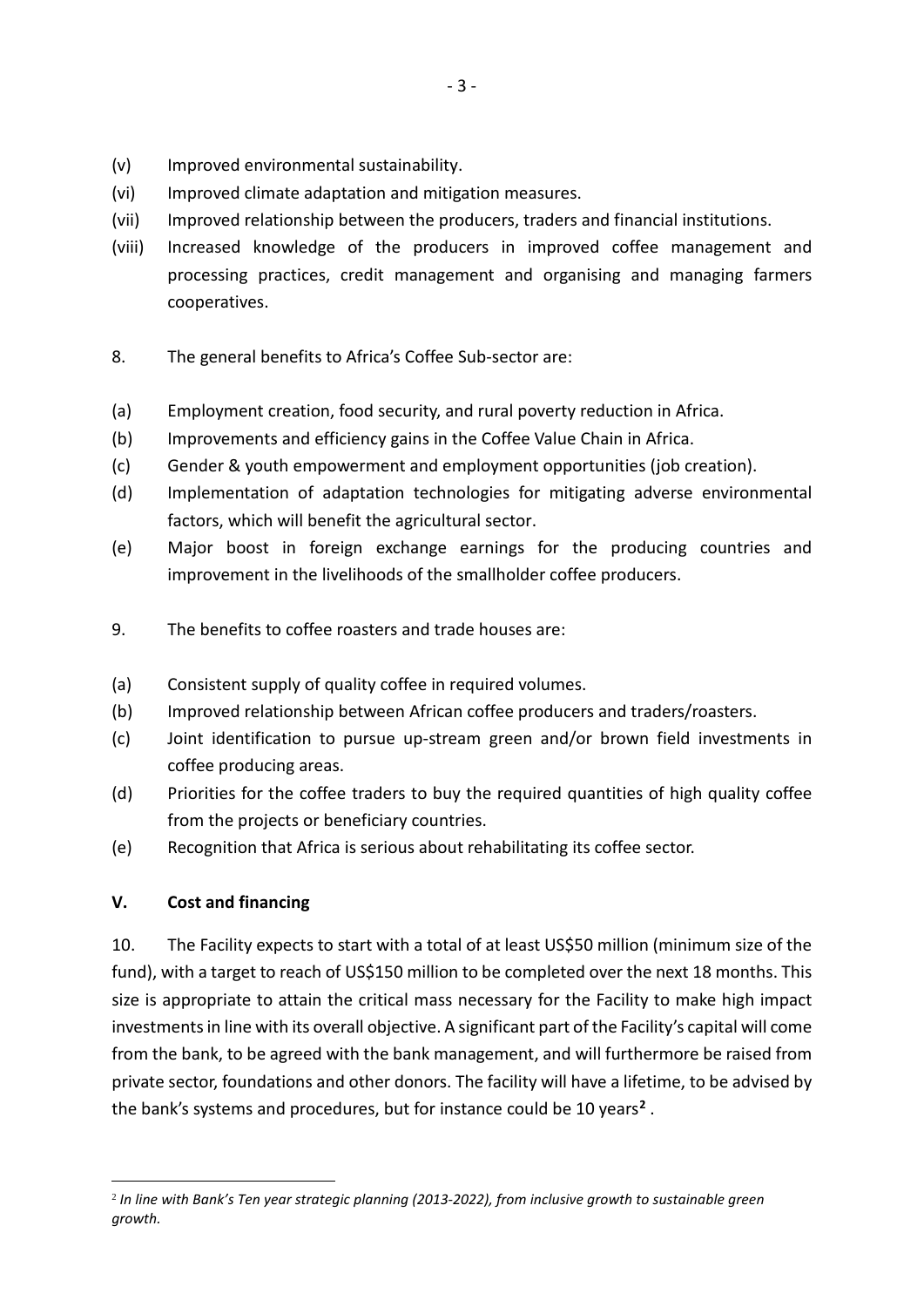(v) Improved environmental sustainability.

(vi) Improved climate adaptation and mitigation measures.

(vii) Improved relationship between the producers, traders and financial institutions.

(viii) Increased knowledge of the producers in improved coffee management and processing practices, credit management and organising and managing farmers cooperatives.

8. The general benefits to Africa's Coffee Sub-sector are:

(a) Employment creation, food security, and rural poverty reduction in Africa.

(b) Improvements and efficiency gains in the Coffee Value Chain in Africa.

(c) Gender & youth empowerment and employment opportunities (job creation).

(d) Implementation of adaptation technologies for mitigating adverse environmental factors, which will benefit the agricultural sector.

(e) Major boost in foreign exchange earnings for the producing countries and improvement in the livelihoods of the smallholder coffee producers.

9. The benefits to coffee roasters and trade houses are:

(a) Consistent supply of quality coffee in required volumes.

(b) Improved relationship between African coffee producers and traders/roasters.

(c) Joint identification to pursue up-stream green and/or brown field investments in coffee producing areas.

(d) Priorities for the coffee traders to buy the required quantities of high quality coffee from the projects or beneficiary countries.

(e) Recognition that Africa is serious about rehabilitating its coffee sector.

## V. Cost and financing

10. The Facility expects to start with a total of at least US$50 million (minimum size of the fund), with a target to reach of US$150 million to be completed over the next 18 months. This size is appropriate to attain the critical mass necessary for the Facility to make high impact investments in line with its overall objective. A significant part of the Facility's capital will come from the bank, to be agreed with the bank management, and will furthermore be raised from private sector, foundations and other donors. The facility will have a lifetime, to be advised by the bank's systems and procedures, but for instance could be 10 years[2] .

[2] *In line with Bank's Ten year strategic planning (2013-2022), from inclusive growth to sustainable green growth.*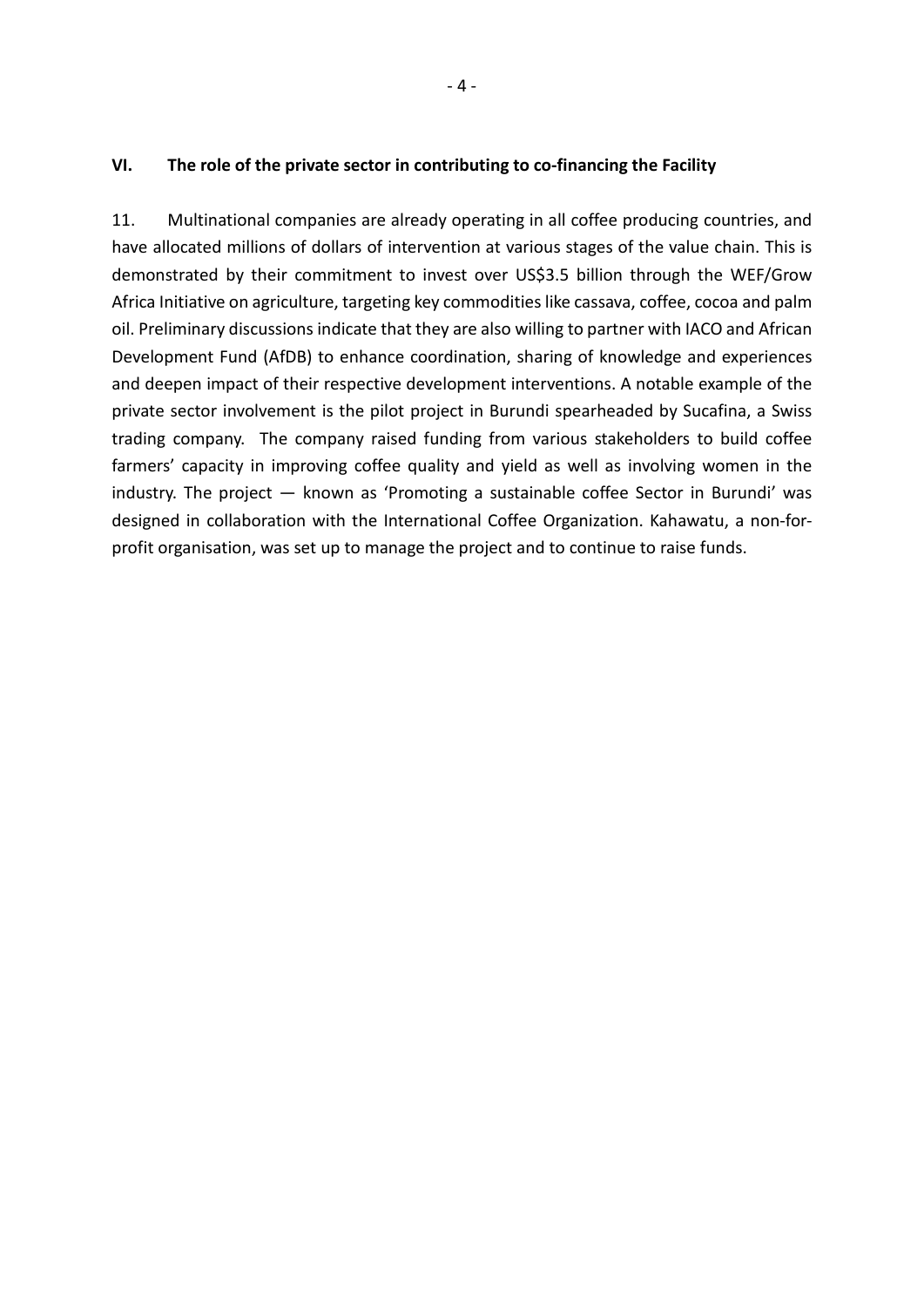## VI. The role of the private sector in contributing to co-financing the Facility

11. Multinational companies are already operating in all coffee producing countries, and have allocated millions of dollars of intervention at various stages of the value chain. This is demonstrated by their commitment to invest over US$3.5 billion through the WEF/Grow Africa Initiative on agriculture, targeting key commodities like cassava, coffee, cocoa and palm oil. Preliminary discussions indicate that they are also willing to partner with IACO and African Development Fund (AfDB) to enhance coordination, sharing of knowledge and experiences and deepen impact of their respective development interventions. A notable example of the private sector involvement is the pilot project in Burundi spearheaded by Sucafina, a Swiss trading company. The company raised funding from various stakeholders to build coffee farmers' capacity in improving coffee quality and yield as well as involving women in the industry. The project — known as 'Promoting a sustainable coffee Sector in Burundi' was designed in collaboration with the International Coffee Organization. Kahawatu, a non-for-profit organisation, was set up to manage the project and to continue to raise funds.